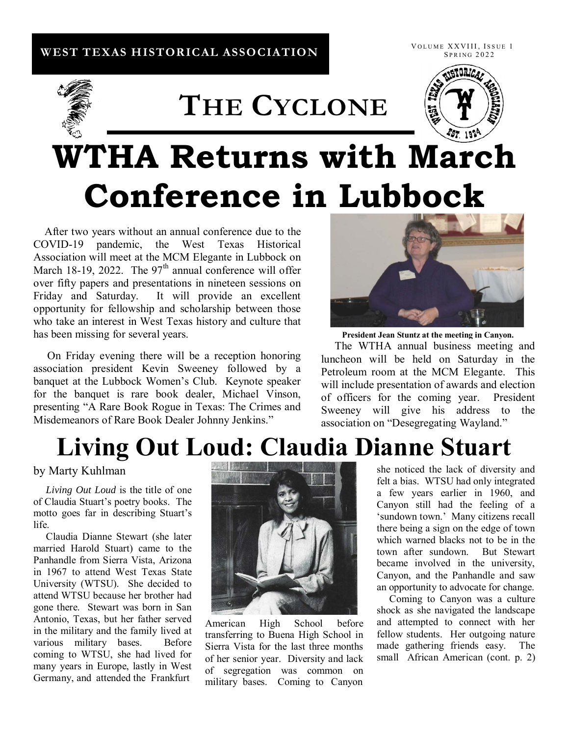WEST TEXAS HISTORICAL ASSOCIATION

Volume XXVIII, Issue 1
Spring 2022

# The Cyclone

# WTHA Returns with March Conference in Lubbock

After two years without an annual conference due to the COVID-19 pandemic, the West Texas Historical Association will meet at the MCM Elegante in Lubbock on March 18-19, 2022. The 97th annual conference will offer over fifty papers and presentations in nineteen sessions on Friday and Saturday. It will provide an excellent opportunity for fellowship and scholarship between those who take an interest in West Texas history and culture that has been missing for several years.

On Friday evening there will be a reception honoring association president Kevin Sweeney followed by a banquet at the Lubbock Women's Club. Keynote speaker for the banquet is rare book dealer, Michael Vinson, presenting "A Rare Book Rogue in Texas: The Crimes and Misdemeanors of Rare Book Dealer Johnny Jenkins."

**President Jean Stuntz at the meeting in Canyon.**

The WTHA annual business meeting and luncheon will be held on Saturday in the Petroleum room at the MCM Elegante. This will include presentation of awards and election of officers for the coming year. President Sweeney will give his address to the association on "Desegregating Wayland."

# Living Out Loud: Claudia Dianne Stuart

by Marty Kuhlman

*Living Out Loud* is the title of one of Claudia Stuart's poetry books. The motto goes far in describing Stuart's life.

Claudia Dianne Stewart (she later married Harold Stuart) came to the Panhandle from Sierra Vista, Arizona in 1967 to attend West Texas State University (WTSU). She decided to attend WTSU because her brother had gone there. Stewart was born in San Antonio, Texas, but her father served in the military and the family lived at various military bases. Before coming to WTSU, she had lived for many years in Europe, lastly in West Germany, and attended the Frankfurt American High School before transferring to Buena High School in Sierra Vista for the last three months of her senior year. Diversity and lack of segregation was common on military bases. Coming to Canyon she noticed the lack of diversity and felt a bias. WTSU had only integrated a few years earlier in 1960, and Canyon still had the feeling of a 'sundown town.' Many citizens recall there being a sign on the edge of town which warned blacks not to be in the town after sundown. But Stewart became involved in the university, Canyon, and the Panhandle and saw an opportunity to advocate for change.

Coming to Canyon was a culture shock as she navigated the landscape and attempted to connect with her fellow students. Her outgoing nature made gathering friends easy. The small African American (cont. p. 2)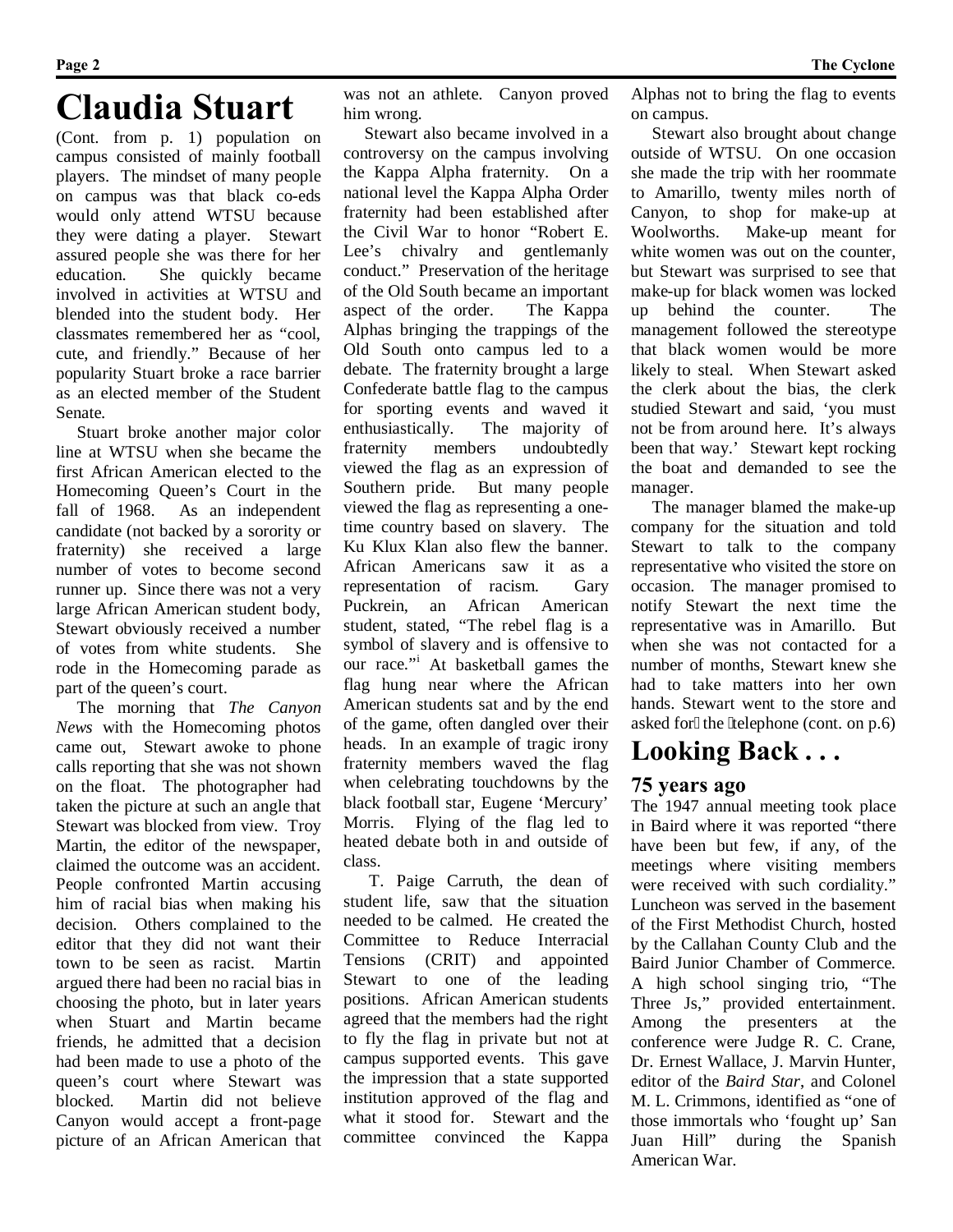# Claudia Stuart

(Cont. from p. 1) population on campus consisted of mainly football players. The mindset of many people on campus was that black co-eds would only attend WTSU because they were dating a player. Stewart assured people she was there for her education. She quickly became involved in activities at WTSU and blended into the student body. Her classmates remembered her as "cool, cute, and friendly." Because of her popularity Stuart broke a race barrier as an elected member of the Student Senate.

Stuart broke another major color line at WTSU when she became the first African American elected to the Homecoming Queen's Court in the fall of 1968. As an independent candidate (not backed by a sorority or fraternity) she received a large number of votes to become second runner up. Since there was not a very large African American student body, Stewart obviously received a number of votes from white students. She rode in the Homecoming parade as part of the queen's court.

The morning that *The Canyon News* with the Homecoming photos came out, Stewart awoke to phone calls reporting that she was not shown on the float. The photographer had taken the picture at such an angle that Stewart was blocked from view. Troy Martin, the editor of the newspaper, claimed the outcome was an accident. People confronted Martin accusing him of racial bias when making his decision. Others complained to the editor that they did not want their town to be seen as racist. Martin argued there had been no racial bias in choosing the photo, but in later years when Stuart and Martin became friends, he admitted that a decision had been made to use a photo of the queen's court where Stewart was blocked. Martin did not believe Canyon would accept a front-page picture of an African American that was not an athlete. Canyon proved him wrong.

Stewart also became involved in a controversy on the campus involving the Kappa Alpha fraternity. On a national level the Kappa Alpha Order fraternity had been established after the Civil War to honor "Robert E. Lee's chivalry and gentlemanly conduct." Preservation of the heritage of the Old South became an important aspect of the order. The Kappa Alphas bringing the trappings of the Old South onto campus led to a debate. The fraternity brought a large Confederate battle flag to the campus for sporting events and waved it enthusiastically. The majority of fraternity members undoubtedly viewed the flag as an expression of Southern pride. But many people viewed the flag as representing a one-time country based on slavery. The Ku Klux Klan also flew the banner. African Americans saw it as a representation of racism. Gary Puckrein, an African American student, stated, "The rebel flag is a symbol of slavery and is offensive to our race."[i] At basketball games the flag hung near where the African American students sat and by the end of the game, often dangled over their heads. In an example of tragic irony fraternity members waved the flag when celebrating touchdowns by the black football star, Eugene 'Mercury' Morris. Flying of the flag led to heated debate both in and outside of class.

T. Paige Carruth, the dean of student life, saw that the situation needed to be calmed. He created the Committee to Reduce Interracial Tensions (CRIT) and appointed Stewart to one of the leading positions. African American students agreed that the members had the right to fly the flag in private but not at campus supported events. This gave the impression that a state supported institution approved of the flag and what it stood for. Stewart and the committee convinced the Kappa Alphas not to bring the flag to events on campus.

Stewart also brought about change outside of WTSU. On one occasion she made the trip with her roommate to Amarillo, twenty miles north of Canyon, to shop for make-up at Woolworths. Make-up meant for white women was out on the counter, but Stewart was surprised to see that make-up for black women was locked up behind the counter. The management followed the stereotype that black women would be more likely to steal. When Stewart asked the clerk about the bias, the clerk studied Stewart and said, 'you must not be from around here. It's always been that way.' Stewart kept rocking the boat and demanded to see the manager.

The manager blamed the make-up company for the situation and told Stewart to talk to the company representative who visited the store on occasion. The manager promised to notify Stewart the next time the representative was in Amarillo. But when she was not contacted for a number of months, Stewart knew she had to take matters into her own hands. Stewart went to the store and asked for the telephone (cont. on p.6)

# Looking Back . . .

## 75 years ago

The 1947 annual meeting took place in Baird where it was reported "there have been but few, if any, of the meetings where visiting members were received with such cordiality." Luncheon was served in the basement of the First Methodist Church, hosted by the Callahan County Club and the Baird Junior Chamber of Commerce. A high school singing trio, "The Three Js," provided entertainment. Among the presenters at the conference were Judge R. C. Crane, Dr. Ernest Wallace, J. Marvin Hunter, editor of the *Baird Star*, and Colonel M. L. Crimmons, identified as "one of those immortals who 'fought up' San Juan Hill" during the Spanish American War.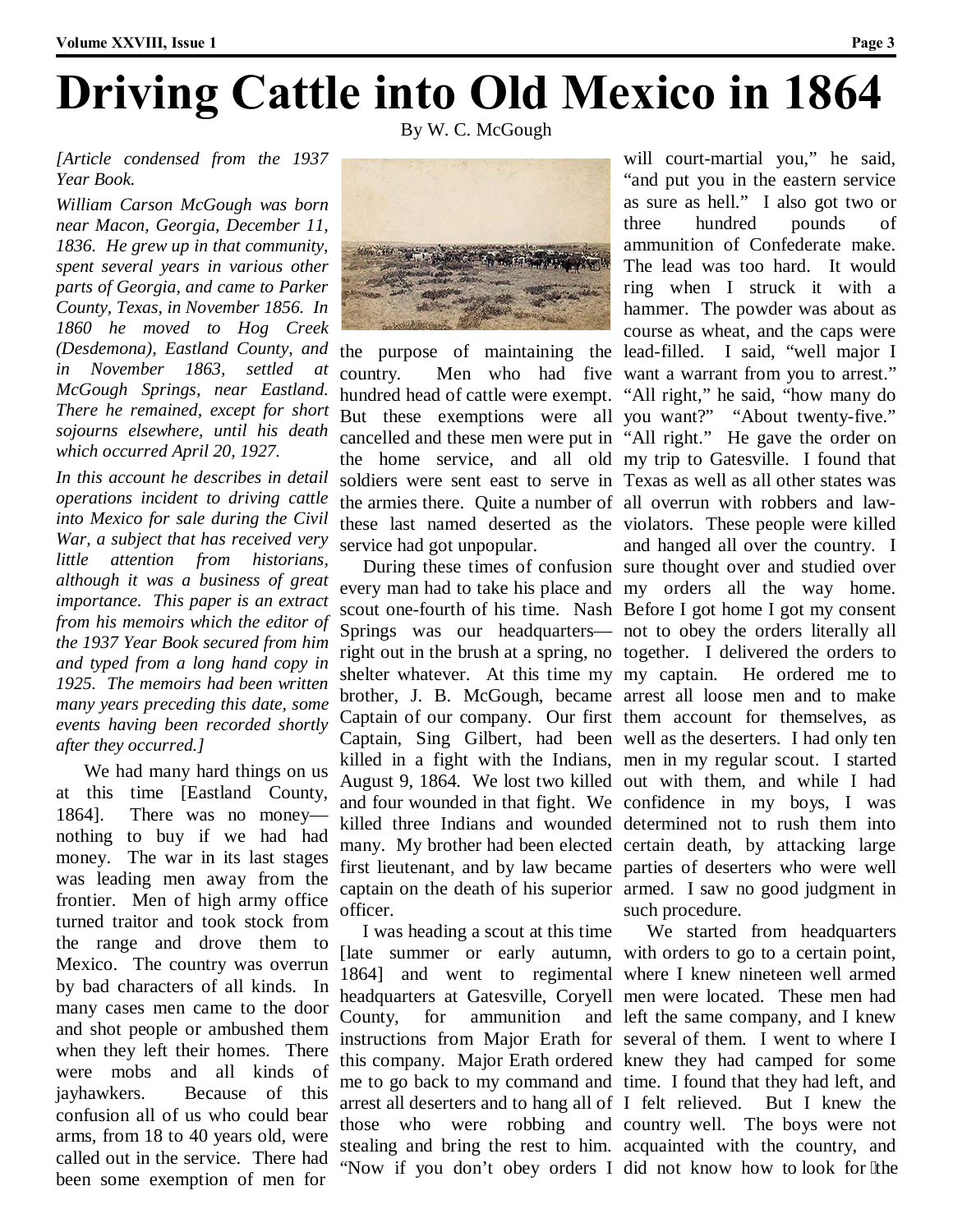# Driving Cattle into Old Mexico in 1864

By W. C. McGough

*[Article condensed from the 1937 Year Book.*

*William Carson McGough was born near Macon, Georgia, December 11, 1836. He grew up in that community, spent several years in various other parts of Georgia, and came to Parker County, Texas, in November 1856. In 1860 he moved to Hog Creek (Desdemona), Eastland County, and in November 1863, settled at McGough Springs, near Eastland. There he remained, except for short sojourns elsewhere, until his death which occurred April 20, 1927.*

*In this account he describes in detail operations incident to driving cattle into Mexico for sale during the Civil War, a subject that has received very little attention from historians, although it was a business of great importance. This paper is an extract from his memoirs which the editor of the 1937 Year Book secured from him and typed from a long hand copy in 1925. The memoirs had been written many years preceding this date, some events having been recorded shortly after they occurred.]*

We had many hard things on us at this time [Eastland County, 1864]. There was no money—nothing to buy if we had had money. The war in its last stages was leading men away from the frontier. Men of high army office turned traitor and took stock from the range and drove them to Mexico. The country was overrun by bad characters of all kinds. In many cases men came to the door and shot people or ambushed them when they left their homes. There were mobs and all kinds of jayhawkers. Because of this confusion all of us who could bear arms, from 18 to 40 years old, were called out in the service. There had been some exemption of men for the purpose of maintaining the country. Men who had five hundred head of cattle were exempt. But these exemptions were all cancelled and these men were put in the home service, and all old soldiers were sent east to serve in the armies there. Quite a number of these last named deserted as the service had got unpopular.

During these times of confusion every man had to take his place and scout one-fourth of his time. Nash Springs was our headquarters—right out in the brush at a spring, no shelter whatever. At this time my brother, J. B. McGough, became Captain of our company. Our first Captain, Sing Gilbert, had been killed in a fight with the Indians, August 9, 1864. We lost two killed and four wounded in that fight. We killed three Indians and wounded many. My brother had been elected first lieutenant, and by law became captain on the death of his superior officer.

I was heading a scout at this time [late summer or early autumn, 1864] and went to regimental headquarters at Gatesville, Coryell County, for ammunition and instructions from Major Erath for this company. Major Erath ordered me to go back to my command and arrest all deserters and to hang all of those who were robbing and stealing and bring the rest to him. "Now if you don't obey orders I will court-martial you," he said, "and put you in the eastern service as sure as hell." I also got two or three hundred pounds of ammunition of Confederate make. The lead was too hard. It would ring when I struck it with a hammer. The powder was about as course as wheat, and the caps were lead-filled. I said, "well major I want a warrant from you to arrest." "All right," he said, "how many do you want?" "About twenty-five." "All right." He gave the order on my trip to Gatesville. I found that Texas as well as all other states was all overrun with robbers and law-violators. These people were killed and hanged all over the country. I sure thought over and studied over my orders all the way home. Before I got home I got my consent not to obey the orders literally all together. I delivered the orders to my captain. He ordered me to arrest all loose men and to make them account for themselves, as well as the deserters. I had only ten men in my regular scout. I started out with them, and while I had confidence in my boys, I was determined not to rush them into certain death, by attacking large parties of deserters who were well armed. I saw no good judgment in such procedure.

We started from headquarters with orders to go to a certain point, where I knew nineteen well armed men were located. These men had left the same company, and I knew several of them. I went to where I knew they had camped for some time. I found that they had left, and I felt relieved. But I knew the country well. The boys were not acquainted with the country, and did not know how to look for the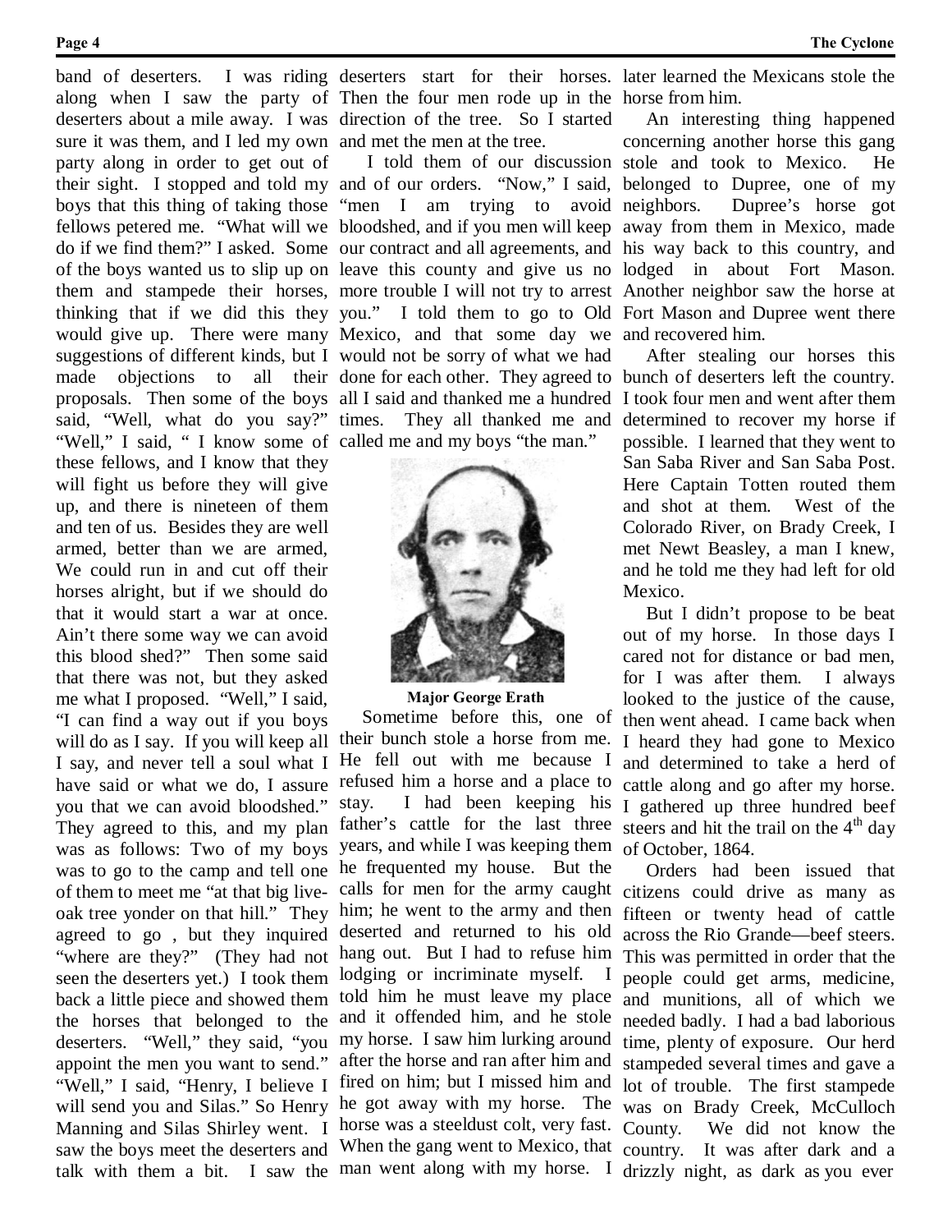band of deserters. I was riding along when I saw the party of deserters about a mile away. I was sure it was them, and I led my own party along in order to get out of their sight. I stopped and told my boys that this thing of taking those fellows petered me. "What will we do if we find them?" I asked. Some of the boys wanted us to slip up on them and stampede their horses, thinking that if we did this they would give up. There were many suggestions of different kinds, but I made objections to all their proposals. Then some of the boys said, "Well, what do you say?" "Well," I said, " I know some of these fellows, and I know that they will fight us before they will give up, and there is nineteen of them and ten of us. Besides they are well armed, better than we are armed, We could run in and cut off their horses alright, but if we should do that it would start a war at once. Ain't there some way we can avoid this blood shed?" Then some said that there was not, but they asked me what I proposed. "Well," I said, "I can find a way out if you boys will do as I say. If you will keep all I say, and never tell a soul what I have said or what we do, I assure you that we can avoid bloodshed." They agreed to this, and my plan was as follows: Two of my boys was to go to the camp and tell one of them to meet me "at that big live-oak tree yonder on that hill." They agreed to go , but they inquired "where are they?" (They had not seen the deserters yet.) I took them back a little piece and showed them the horses that belonged to the deserters. "Well," they said, "you appoint the men you want to send." "Well," I said, "Henry, I believe I will send you and Silas." So Henry Manning and Silas Shirley went. I saw the boys meet the deserters and talk with them a bit. I saw the deserters start for their horses. Then the four men rode up in the direction of the tree. So I started and met the men at the tree.

I told them of our discussion and of our orders. "Now," I said, "men I am trying to avoid bloodshed, and if you men will keep our contract and all agreements, and leave this county and give us no more trouble I will not try to arrest you." I told them to go to Old Mexico, and that some day we would not be sorry of what we had done for each other. They agreed to all I said and thanked me a hundred times. They all thanked me and called me and my boys "the man."

**Major George Erath**

Sometime before this, one of their bunch stole a horse from me. He fell out with me because I refused him a horse and a place to stay. I had been keeping his father's cattle for the last three years, and while I was keeping them he frequented my house. But the calls for men for the army caught him; he went to the army and then deserted and returned to his old hang out. But I had to refuse him lodging or incriminate myself. I told him he must leave my place and it offended him, and he stole my horse. I saw him lurking around after the horse and ran after him and fired on him; but I missed him and he got away with my horse. The horse was a steeldust colt, very fast. When the gang went to Mexico, that man went along with my horse. I later learned the Mexicans stole the horse from him.

An interesting thing happened concerning another horse this gang stole and took to Mexico. He belonged to Dupree, one of my neighbors. Dupree's horse got away from them in Mexico, made his way back to this country, and lodged in about Fort Mason. Another neighbor saw the horse at Fort Mason and Dupree went there and recovered him.

After stealing our horses this bunch of deserters left the country. I took four men and went after them determined to recover my horse if possible. I learned that they went to San Saba River and San Saba Post. Here Captain Totten routed them and shot at them. West of the Colorado River, on Brady Creek, I met Newt Beasley, a man I knew, and he told me they had left for old Mexico.

But I didn't propose to be beat out of my horse. In those days I cared not for distance or bad men, for I was after them. I always looked to the justice of the cause, then went ahead. I came back when I heard they had gone to Mexico and determined to take a herd of cattle along and go after my horse. I gathered up three hundred beef steers and hit the trail on the 4th day of October, 1864.

Orders had been issued that citizens could drive as many as fifteen or twenty head of cattle across the Rio Grande—beef steers. This was permitted in order that the people could get arms, medicine, and munitions, all of which we needed badly. I had a bad laborious time, plenty of exposure. Our herd stampeded several times and gave a lot of trouble. The first stampede was on Brady Creek, McCulloch County. We did not know the country. It was after dark and a drizzly night, as dark as you ever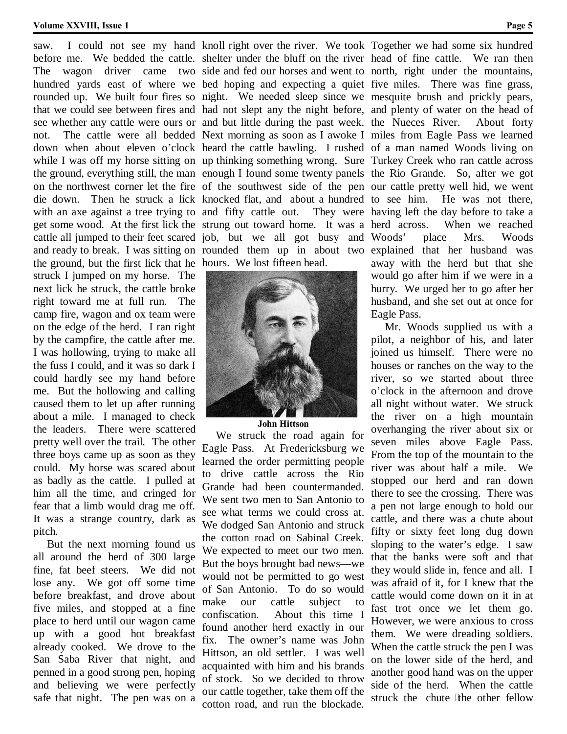saw. I could not see my hand before me. We bedded the cattle. The wagon driver came two hundred yards east of where we rounded up. We built four fires so that we could see between fires and see whether any cattle were ours or not. The cattle were all bedded down when about eleven o'clock while I was off my horse sitting on the ground, everything still, the man on the northwest corner let the fire die down. Then he struck a lick with an axe against a tree trying to get some wood. At the first lick the cattle all jumped to their feet scared and ready to break. I was sitting on the ground, but the first lick that he struck I jumped on my horse. The next lick he struck, the cattle broke right toward me at full run. The camp fire, wagon and ox team were on the edge of the herd. I ran right by the campfire, the cattle after me. I was hollowing, trying to make all the fuss I could, and it was so dark I could hardly see my hand before me. But the hollowing and calling caused them to let up after running about a mile. I managed to check the leaders. There were scattered pretty well over the trail. The other three boys came up as soon as they could. My horse was scared about as badly as the cattle. I pulled at him all the time, and cringed for fear that a limb would drag me off. It was a strange country, dark as pitch.

But the next morning found us all around the herd of 300 large fine, fat beef steers. We did not lose any. We got off some time before breakfast, and drove about five miles, and stopped at a fine place to herd until our wagon came up with a good hot breakfast already cooked. We drove to the San Saba River that night, and penned in a good strong pen, hoping and believing we were perfectly safe that night. The pen was on a knoll right over the river. We took shelter under the bluff on the river side and fed our horses and went to bed hoping and expecting a quiet night. We needed sleep since we had not slept any the night before, and but little during the past week. Next morning as soon as I awoke I heard the cattle bawling. I rushed up thinking something wrong. Sure enough I found some twenty panels of the southwest side of the pen knocked flat, and about a hundred and fifty cattle out. They were strung out toward home. It was a job, but we all got busy and rounded them up in about two hours. We lost fifteen head.

John Hittson

We struck the road again for Eagle Pass. At Fredericksburg we learned the order permitting people to drive cattle across the Rio Grande had been countermanded. We sent two men to San Antonio to see what terms we could cross at. We dodged San Antonio and struck the cotton road on Sabinal Creek. We expected to meet our two men. But the boys brought bad news—we would not be permitted to go west of San Antonio. To do so would make our cattle subject to confiscation. About this time I found another herd exactly in our fix. The owner's name was John Hittson, an old settler. I was well acquainted with him and his brands of stock. So we decided to throw our cattle together, take them off the cotton road, and run the blockade. Together we had some six hundred head of fine cattle. We ran then north, right under the mountains, five miles. There was fine grass, mesquite brush and prickly pears, and plenty of water on the head of the Nueces River. About forty miles from Eagle Pass we learned of a man named Woods living on Turkey Creek who ran cattle across the Rio Grande. So, after we got our cattle pretty well hid, we went to see him. He was not there, having left the day before to take a herd across. When we reached Woods' place Mrs. Woods explained that her husband was away with the herd but that she would go after him if we were in a hurry. We urged her to go after her husband, and she set out at once for Eagle Pass.

Mr. Woods supplied us with a pilot, a neighbor of his, and later joined us himself. There were no houses or ranches on the way to the river, so we started about three o'clock in the afternoon and drove all night without water. We struck the river on a high mountain overhanging the river about six or seven miles above Eagle Pass. From the top of the mountain to the river was about half a mile. We stopped our herd and ran down there to see the crossing. There was a pen not large enough to hold our cattle, and there was a chute about fifty or sixty feet long dug down sloping to the water's edge. I saw that the banks were soft and that they would slide in, fence and all. I was afraid of it, for I knew that the cattle would come down on it in at fast trot once we let them go. However, we were anxious to cross them. We were dreading soldiers. When the cattle struck the pen I was on the lower side of the herd, and another good hand was on the upper side of the herd. When the cattle struck the chute the other fellow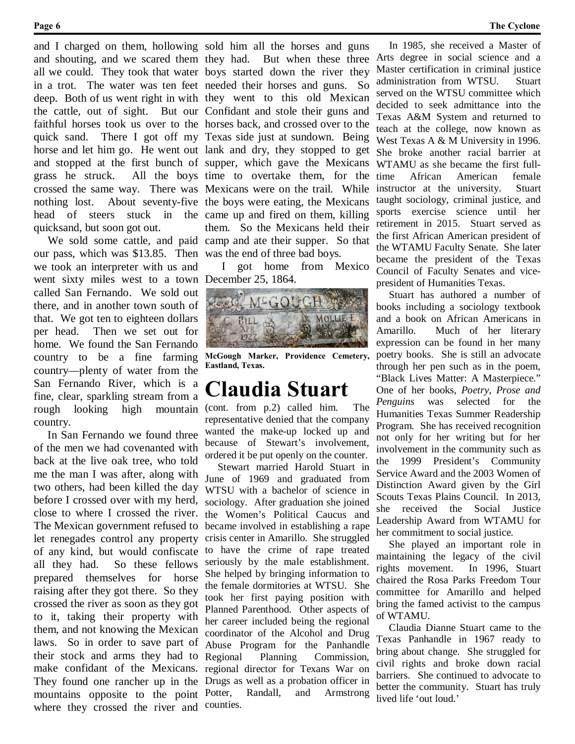and I charged on them, hollowing and shouting, and we scared them all we could. They took that water in a trot. The water was ten feet deep. Both of us went right in with the cattle, out of sight. But our faithful horses took us over to the quick sand. There I got off my horse and let him go. He went out and stopped at the first bunch of grass he struck. All the boys crossed the same way. There was nothing lost. About seventy-five head of steers stuck in the quicksand, but soon got out.

We sold some cattle, and paid our pass, which was $13.85. Then we took an interpreter with us and went sixty miles west to a town called San Fernando. We sold out there, and in another town south of that. We got ten to eighteen dollars per head. Then we set out for home. We found the San Fernando country to be a fine farming country—plenty of water from the San Fernando River, which is a fine, clear, sparkling stream from a rough looking high mountain country.

In San Fernando we found three of the men we had covenanted with back at the live oak tree, who told me the man I was after, along with two others, had been killed the day before I crossed over with my herd, close to where I crossed the river. The Mexican government refused to let renegades control any property of any kind, but would confiscate all they had. So these fellows prepared themselves for horse raising after they got there. So they crossed the river as soon as they got to it, taking their property with them, and not knowing the Mexican laws. So in order to save part of their stock and arms they had to make confidant of the Mexicans. They found one rancher up in the mountains opposite to the point where they crossed the river and sold him all the horses and guns they had. But when these three boys started down the river they needed their horses and guns. So they went to this old Mexican Confidant and stole their guns and horses back, and crossed over to the Texas side just at sundown. Being lank and dry, they stopped to get supper, which gave the Mexicans time to overtake them, for the Mexicans were on the trail. While the boys were eating, the Mexicans came up and fired on them, killing them. So the Mexicans held their camp and ate their supper. So that was the end of three bad boys.

I got home from Mexico December 25, 1864.

**McGough Marker, Providence Cemetery, Eastland, Texas.**

# Claudia Stuart

(cont. from p.2) called him. The representative denied that the company wanted the make-up locked up and because of Stewart's involvement, ordered it be put openly on the counter.

Stewart married Harold Stuart in June of 1969 and graduated from WTSU with a bachelor of science in sociology. After graduation she joined the Women's Political Caucus and became involved in establishing a rape crisis center in Amarillo. She struggled to have the crime of rape treated seriously by the male establishment. She helped by bringing information to the female dormitories at WTSU. She took her first paying position with Planned Parenthood. Other aspects of her career included being the regional coordinator of the Alcohol and Drug Abuse Program for the Panhandle Regional Planning Commission, regional director for Texans War on Drugs as well as a probation officer in Potter, Randall, and Armstrong counties.

In 1985, she received a Master of Arts degree in social science and a Master certification in criminal justice administration from WTSU. Stuart served on the WTSU committee which decided to seek admittance into the Texas A&M System and returned to teach at the college, now known as West Texas A & M University in 1996. She broke another racial barrier at WTAMU as she became the first full-time African American female instructor at the university. Stuart taught sociology, criminal justice, and sports exercise science until her retirement in 2015. Stuart served as the first African American president of the WTAMU Faculty Senate. She later became the president of the Texas Council of Faculty Senates and vice-president of Humanities Texas.

Stuart has authored a number of books including a sociology textbook and a book on African Americans in Amarillo. Much of her literary expression can be found in her many poetry books. She is still an advocate through her pen such as in the poem, "Black Lives Matter: A Masterpiece." One of her books, *Poetry, Prose and Penguins* was selected for the Humanities Texas Summer Readership Program. She has received recognition not only for her writing but for her involvement in the community such as the 1999 President's Community Service Award and the 2003 Women of Distinction Award given by the Girl Scouts Texas Plains Council. In 2013, she received the Social Justice Leadership Award from WTAMU for her commitment to social justice.

She played an important role in maintaining the legacy of the civil rights movement. In 1996, Stuart chaired the Rosa Parks Freedom Tour committee for Amarillo and helped bring the famed activist to the campus of WTAMU.

Claudia Dianne Stuart came to the Texas Panhandle in 1967 ready to bring about change. She struggled for civil rights and broke down racial barriers. She continued to advocate to better the community. Stuart has truly lived life 'out loud.'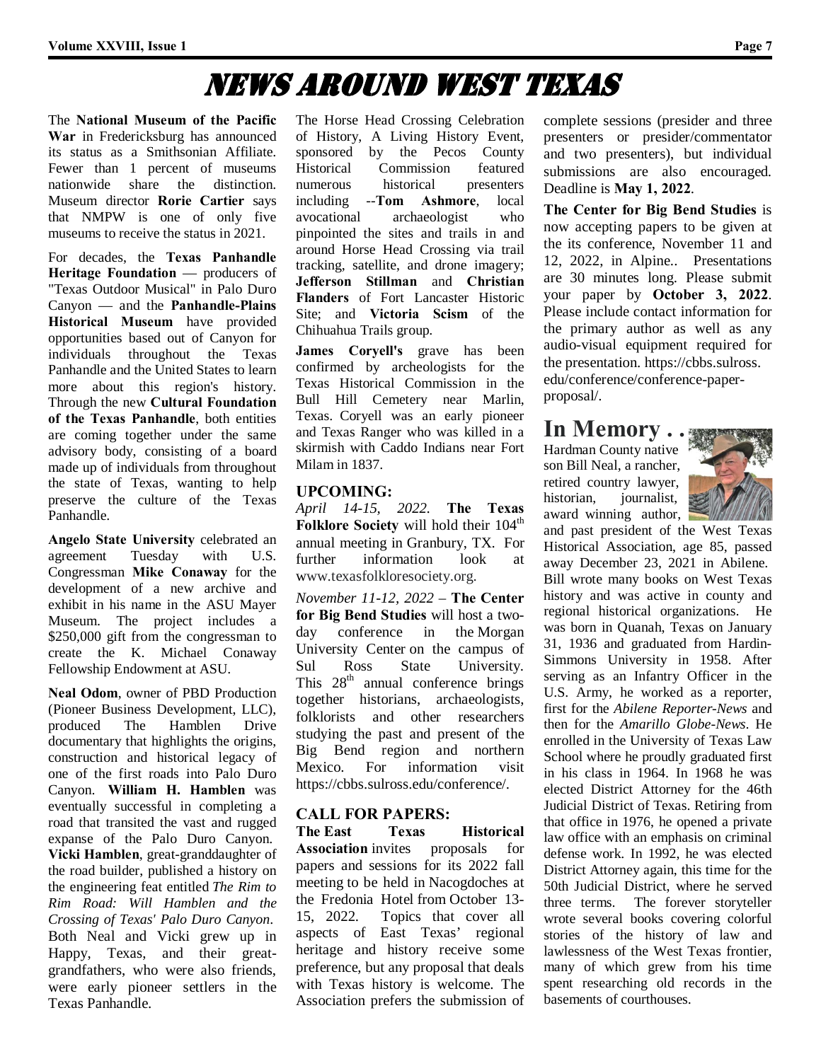# NEWS AROUND WEST TEXAS

The **National Museum of the Pacific War** in Fredericksburg has announced its status as a Smithsonian Affiliate. Fewer than 1 percent of museums nationwide share the distinction. Museum director **Rorie Cartier** says that NMPW is one of only five museums to receive the status in 2021.

For decades, the **Texas Panhandle Heritage Foundation** — producers of "Texas Outdoor Musical" in Palo Duro Canyon — and the **Panhandle-Plains Historical Museum** have provided opportunities based out of Canyon for individuals throughout the Texas Panhandle and the United States to learn more about this region's history. Through the new **Cultural Foundation of the Texas Panhandle**, both entities are coming together under the same advisory body, consisting of a board made up of individuals from throughout the state of Texas, wanting to help preserve the culture of the Texas Panhandle.

**Angelo State University** celebrated an agreement Tuesday with U.S. Congressman **Mike Conaway** for the development of a new archive and exhibit in his name in the ASU Mayer Museum. The project includes a $250,000 gift from the congressman to create the K. Michael Conaway Fellowship Endowment at ASU.

**Neal Odom**, owner of PBD Production (Pioneer Business Development, LLC), produced The Hamblen Drive documentary that highlights the origins, construction and historical legacy of one of the first roads into Palo Duro Canyon. **William H. Hamblen** was eventually successful in completing a road that transited the vast and rugged expanse of the Palo Duro Canyon. **Vicki Hamblen**, great-granddaughter of the road builder, published a history on the engineering feat entitled *The Rim to Rim Road: Will Hamblen and the Crossing of Texas' Palo Duro Canyon*. Both Neal and Vicki grew up in Happy, Texas, and their great-grandfathers, who were also friends, were early pioneer settlers in the Texas Panhandle.

The Horse Head Crossing Celebration of History, A Living History Event, sponsored by the Pecos County Historical Commission featured numerous historical presenters including --**Tom Ashmore**, local avocational archaeologist who pinpointed the sites and trails in and around Horse Head Crossing via trail tracking, satellite, and drone imagery; **Jefferson Stillman** and **Christian Flanders** of Fort Lancaster Historic Site; and **Victoria Scism** of the Chihuahua Trails group.

**James Coryell's** grave has been confirmed by archeologists for the Texas Historical Commission in the Bull Hill Cemetery near Marlin, Texas. Coryell was an early pioneer and Texas Ranger who was killed in a skirmish with Caddo Indians near Fort Milam in 1837.

## UPCOMING:

*April 14-15, 2022.* **The Texas Folklore Society** will hold their 104th annual meeting in Granbury, TX. For further information look at www.texasfolkloresociety.org.

*November 11-12, 2022* – **The Center for Big Bend Studies** will host a two-day conference in the Morgan University Center on the campus of Sul Ross State University. This 28th annual conference brings together historians, archaeologists, folklorists and other researchers studying the past and present of the Big Bend region and northern Mexico. For information visit https://cbbs.sulross.edu/conference/.

## CALL FOR PAPERS:

**The East Texas Historical Association** invites proposals for papers and sessions for its 2022 fall meeting to be held in Nacogdoches at the Fredonia Hotel from October 13-15, 2022. Topics that cover all aspects of East Texas' regional heritage and history receive some preference, but any proposal that deals with Texas history is welcome. The Association prefers the submission of complete sessions (presider and three presenters or presider/commentator and two presenters), but individual submissions are also encouraged. Deadline is **May 1, 2022**.

**The Center for Big Bend Studies** is now accepting papers to be given at the its conference, November 11 and 12, 2022, in Alpine.. Presentations are 30 minutes long. Please submit your paper by **October 3, 2022**. Please include contact information for the primary author as well as any audio-visual equipment required for the presentation. https://cbbs.sulross.edu/conference/conference-paper-proposal/.

## In Memory . .

Hardman County native son Bill Neal, a rancher, retired country lawyer, historian, journalist, award winning author, and past president of the West Texas Historical Association, age 85, passed away December 23, 2021 in Abilene. Bill wrote many books on West Texas history and was active in county and regional historical organizations. He was born in Quanah, Texas on January 31, 1936 and graduated from Hardin-Simmons University in 1958. After serving as an Infantry Officer in the U.S. Army, he worked as a reporter, first for the *Abilene Reporter-News* and then for the *Amarillo Globe-News*. He enrolled in the University of Texas Law School where he proudly graduated first in his class in 1964. In 1968 he was elected District Attorney for the 46th Judicial District of Texas. Retiring from that office in 1976, he opened a private law office with an emphasis on criminal defense work. In 1992, he was elected District Attorney again, this time for the 50th Judicial District, where he served three terms. The forever storyteller wrote several books covering colorful stories of the history of law and lawlessness of the West Texas frontier, many of which grew from his time spent researching old records in the basements of courthouses.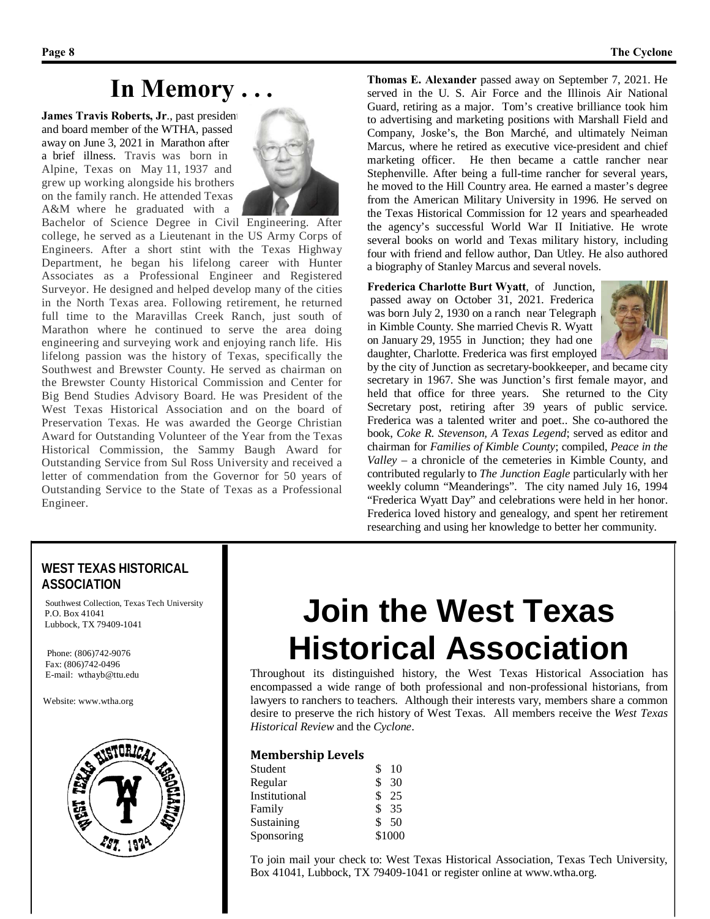# In Memory . . .

**James Travis Roberts, Jr**., past president and board member of the WTHA, passed away on June 3, 2021 in Marathon after a brief illness. Travis was born in Alpine, Texas on May 11, 1937 and grew up working alongside his brothers on the family ranch. He attended Texas A&M where he graduated with a Bachelor of Science Degree in Civil Engineering. After college, he served as a Lieutenant in the US Army Corps of Engineers. After a short stint with the Texas Highway Department, he began his lifelong career with Hunter Associates as a Professional Engineer and Registered Surveyor. He designed and helped develop many of the cities in the North Texas area. Following retirement, he returned full time to the Maravillas Creek Ranch, just south of Marathon where he continued to serve the area doing engineering and surveying work and enjoying ranch life. His lifelong passion was the history of Texas, specifically the Southwest and Brewster County. He served as chairman on the Brewster County Historical Commission and Center for Big Bend Studies Advisory Board. He was President of the West Texas Historical Association and on the board of Preservation Texas. He was awarded the George Christian Award for Outstanding Volunteer of the Year from the Texas Historical Commission, the Sammy Baugh Award for Outstanding Service from Sul Ross University and received a letter of commendation from the Governor for 50 years of Outstanding Service to the State of Texas as a Professional Engineer.

**Thomas E. Alexander** passed away on September 7, 2021. He served in the U. S. Air Force and the Illinois Air National Guard, retiring as a major. Tom's creative brilliance took him to advertising and marketing positions with Marshall Field and Company, Joske's, the Bon Marché, and ultimately Neiman Marcus, where he retired as executive vice-president and chief marketing officer. He then became a cattle rancher near Stephenville. After being a full-time rancher for several years, he moved to the Hill Country area. He earned a master's degree from the American Military University in 1996. He served on the Texas Historical Commission for 12 years and spearheaded the agency's successful World War II Initiative. He wrote several books on world and Texas military history, including four with friend and fellow author, Dan Utley. He also authored a biography of Stanley Marcus and several novels.

**Frederica Charlotte Burt Wyatt**, of Junction, passed away on October 31, 2021. Frederica was born July 2, 1930 on a ranch near Telegraph in Kimble County. She married Chevis R. Wyatt on January 29, 1955 in Junction; they had one daughter, Charlotte. Frederica was first employed by the city of Junction as secretary-bookkeeper, and became city secretary in 1967. She was Junction's first female mayor, and held that office for three years. She returned to the City Secretary post, retiring after 39 years of public service. Frederica was a talented writer and poet.. She co-authored the book, *Coke R. Stevenson, A Texas Legend*; served as editor and chairman for *Families of Kimble County*; compiled, *Peace in the Valley* – a chronicle of the cemeteries in Kimble County, and contributed regularly to *The Junction Eagle* particularly with her weekly column "Meanderings". The city named July 16, 1994 "Frederica Wyatt Day" and celebrations were held in her honor. Frederica loved history and genealogy, and spent her retirement researching and using her knowledge to better her community.

### WEST TEXAS HISTORICAL ASSOCIATION

Southwest Collection, Texas Tech University
P.O. Box 41041
Lubbock, TX 79409-1041

Phone: (806)742-9076
Fax: (806)742-0496
E-mail: wthayb@ttu.edu

Website: www.wtha.org

WEST TEXAS HISTORICAL ASSOCIATION
EST. 1924

# Join the West Texas Historical Association

Throughout its distinguished history, the West Texas Historical Association has encompassed a wide range of both professional and non-professional historians, from lawyers to ranchers to teachers. Although their interests vary, members share a common desire to preserve the rich history of West Texas. All members receive the *West Texas Historical Review* and the *Cyclone*.

**Membership Levels**

| | |
|---|---|
| Student | $ 10 |
| Regular | $ 30 |
| Institutional | $ 25 |
| Family | $ 35 |
| Sustaining | $ 50 |
| Sponsoring | $1000 |

To join mail your check to: West Texas Historical Association, Texas Tech University, Box 41041, Lubbock, TX 79409-1041 or register online at www.wtha.org.